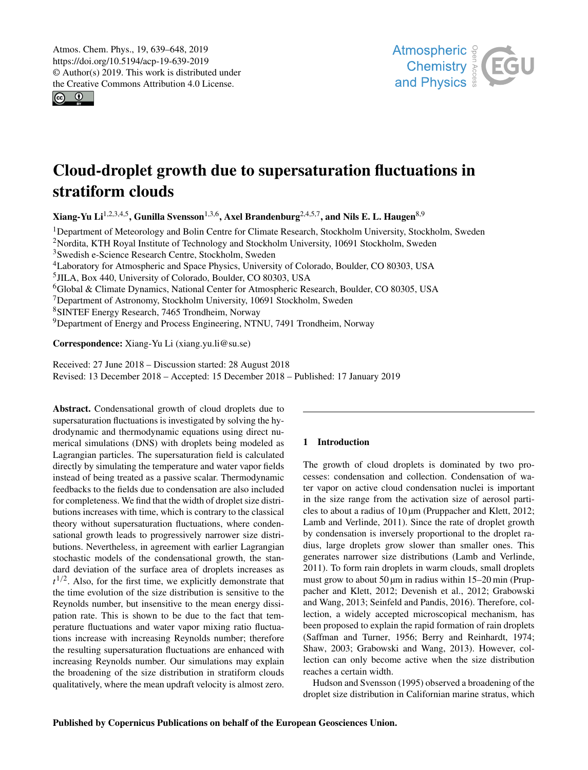# Cloud-droplet growth due to supersaturation fluctuations in stratiform clouds

**Xiang-Yu Li[1,2,3,4,5], Gunilla Svensson[1,3,6], Axel Brandenburg[2,4,5,7], and Nils E. L. Haugen[8,9]**

[1]Department of Meteorology and Bolin Centre for Climate Research, Stockholm University, Stockholm, Sweden
[2]Nordita, KTH Royal Institute of Technology and Stockholm University, 10691 Stockholm, Sweden
[3]Swedish e-Science Research Centre, Stockholm, Sweden
[4]Laboratory for Atmospheric and Space Physics, University of Colorado, Boulder, CO 80303, USA
[5]JILA, Box 440, University of Colorado, Boulder, CO 80303, USA
[6]Global & Climate Dynamics, National Center for Atmospheric Research, Boulder, CO 80305, USA
[7]Department of Astronomy, Stockholm University, 10691 Stockholm, Sweden
[8]SINTEF Energy Research, 7465 Trondheim, Norway
[9]Department of Energy and Process Engineering, NTNU, 7491 Trondheim, Norway

**Correspondence:** Xiang-Yu Li (xiang.yu.li@su.se)

Received: 27 June 2018 – Discussion started: 28 August 2018
Revised: 13 December 2018 – Accepted: 15 December 2018 – Published: 17 January 2019

**Abstract.** Condensational growth of cloud droplets due to supersaturation fluctuations is investigated by solving the hydrodynamic and thermodynamic equations using direct numerical simulations (DNS) with droplets being modeled as Lagrangian particles. The supersaturation field is calculated directly by simulating the temperature and water vapor fields instead of being treated as a passive scalar. Thermodynamic feedbacks to the fields due to condensation are also included for completeness. We find that the width of droplet size distributions increases with time, which is contrary to the classical theory without supersaturation fluctuations, where condensational growth leads to progressively narrower size distributions. Nevertheless, in agreement with earlier Lagrangian stochastic models of the condensational growth, the standard deviation of the surface area of droplets increases as $t^{1/2}$. Also, for the first time, we explicitly demonstrate that the time evolution of the size distribution is sensitive to the Reynolds number, but insensitive to the mean energy dissipation rate. This is shown to be due to the fact that temperature fluctuations and water vapor mixing ratio fluctuations increase with increasing Reynolds number; therefore the resulting supersaturation fluctuations are enhanced with increasing Reynolds number. Our simulations may explain the broadening of the size distribution in stratiform clouds qualitatively, where the mean updraft velocity is almost zero.

## 1 Introduction

The growth of cloud droplets is dominated by two processes: condensation and collection. Condensation of water vapor on active cloud condensation nuclei is important in the size range from the activation size of aerosol particles to about a radius of 10 µm (Pruppacher and Klett, 2012; Lamb and Verlinde, 2011). Since the rate of droplet growth by condensation is inversely proportional to the droplet radius, large droplets grow slower than smaller ones. This generates narrower size distributions (Lamb and Verlinde, 2011). To form rain droplets in warm clouds, small droplets must grow to about 50 µm in radius within 15–20 min (Pruppacher and Klett, 2012; Devenish et al., 2012; Grabowski and Wang, 2013; Seinfeld and Pandis, 2016). Therefore, collection, a widely accepted microscopical mechanism, has been proposed to explain the rapid formation of rain droplets (Saffman and Turner, 1956; Berry and Reinhardt, 1974; Shaw, 2003; Grabowski and Wang, 2013). However, collection can only become active when the size distribution reaches a certain width.

Hudson and Svensson (1995) observed a broadening of the droplet size distribution in Californian marine stratus, which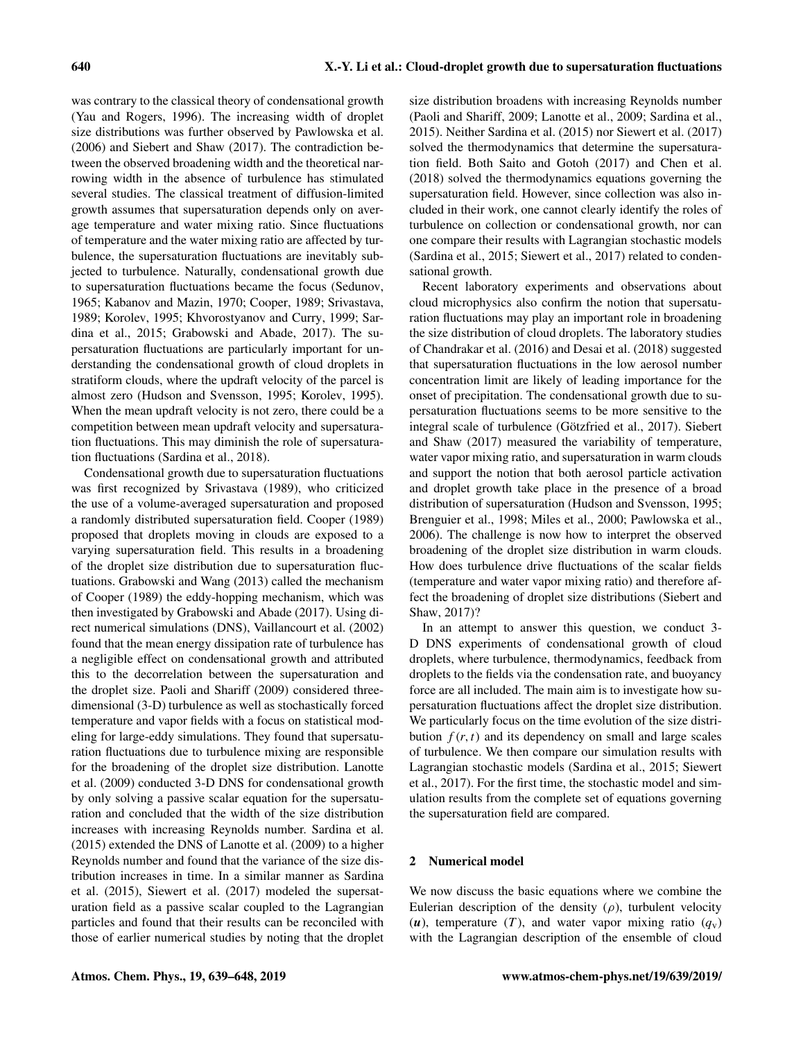was contrary to the classical theory of condensational growth (Yau and Rogers, 1996). The increasing width of droplet size distributions was further observed by Pawlowska et al. (2006) and Siebert and Shaw (2017). The contradiction between the observed broadening width and the theoretical narrowing width in the absence of turbulence has stimulated several studies. The classical treatment of diffusion-limited growth assumes that supersaturation depends only on average temperature and water mixing ratio. Since fluctuations of temperature and the water mixing ratio are affected by turbulence, the supersaturation fluctuations are inevitably subjected to turbulence. Naturally, condensational growth due to supersaturation fluctuations became the focus (Sedunov, 1965; Kabanov and Mazin, 1970; Cooper, 1989; Srivastava, 1989; Korolev, 1995; Khvorostyanov and Curry, 1999; Sardina et al., 2015; Grabowski and Abade, 2017). The supersaturation fluctuations are particularly important for understanding the condensational growth of cloud droplets in stratiform clouds, where the updraft velocity of the parcel is almost zero (Hudson and Svensson, 1995; Korolev, 1995). When the mean updraft velocity is not zero, there could be a competition between mean updraft velocity and supersaturation fluctuations. This may diminish the role of supersaturation fluctuations (Sardina et al., 2018).

Condensational growth due to supersaturation fluctuations was first recognized by Srivastava (1989), who criticized the use of a volume-averaged supersaturation and proposed a randomly distributed supersaturation field. Cooper (1989) proposed that droplets moving in clouds are exposed to a varying supersaturation field. This results in a broadening of the droplet size distribution due to supersaturation fluctuations. Grabowski and Wang (2013) called the mechanism of Cooper (1989) the eddy-hopping mechanism, which was then investigated by Grabowski and Abade (2017). Using direct numerical simulations (DNS), Vaillancourt et al. (2002) found that the mean energy dissipation rate of turbulence has a negligible effect on condensational growth and attributed this to the decorrelation between the supersaturation and the droplet size. Paoli and Shariff (2009) considered three-dimensional (3-D) turbulence as well as stochastically forced temperature and vapor fields with a focus on statistical modeling for large-eddy simulations. They found that supersaturation fluctuations due to turbulence mixing are responsible for the broadening of the droplet size distribution. Lanotte et al. (2009) conducted 3-D DNS for condensational growth by only solving a passive scalar equation for the supersaturation and concluded that the width of the size distribution increases with increasing Reynolds number. Sardina et al. (2015) extended the DNS of Lanotte et al. (2009) to a higher Reynolds number and found that the variance of the size distribution increases in time. In a similar manner as Sardina et al. (2015), Siewert et al. (2017) modeled the supersaturation field as a passive scalar coupled to the Lagrangian particles and found that their results can be reconciled with those of earlier numerical studies by noting that the droplet size distribution broadens with increasing Reynolds number (Paoli and Shariff, 2009; Lanotte et al., 2009; Sardina et al., 2015). Neither Sardina et al. (2015) nor Siewert et al. (2017) solved the thermodynamics that determine the supersaturation field. Both Saito and Gotoh (2017) and Chen et al. (2018) solved the thermodynamics equations governing the supersaturation field. However, since collection was also included in their work, one cannot clearly identify the roles of turbulence on collection or condensational growth, nor can one compare their results with Lagrangian stochastic models (Sardina et al., 2015; Siewert et al., 2017) related to condensational growth.

Recent laboratory experiments and observations about cloud microphysics also confirm the notion that supersaturation fluctuations may play an important role in broadening the size distribution of cloud droplets. The laboratory studies of Chandrakar et al. (2016) and Desai et al. (2018) suggested that supersaturation fluctuations in the low aerosol number concentration limit are likely of leading importance for the onset of precipitation. The condensational growth due to supersaturation fluctuations seems to be more sensitive to the integral scale of turbulence (Götzfried et al., 2017). Siebert and Shaw (2017) measured the variability of temperature, water vapor mixing ratio, and supersaturation in warm clouds and support the notion that both aerosol particle activation and droplet growth take place in the presence of a broad distribution of supersaturation (Hudson and Svensson, 1995; Brenguier et al., 1998; Miles et al., 2000; Pawlowska et al., 2006). The challenge is now how to interpret the observed broadening of the droplet size distribution in warm clouds. How does turbulence drive fluctuations of the scalar fields (temperature and water vapor mixing ratio) and therefore affect the broadening of droplet size distributions (Siebert and Shaw, 2017)?

In an attempt to answer this question, we conduct 3-D DNS experiments of condensational growth of cloud droplets, where turbulence, thermodynamics, feedback from droplets to the fields via the condensation rate, and buoyancy force are all included. The main aim is to investigate how supersaturation fluctuations affect the droplet size distribution. We particularly focus on the time evolution of the size distribution $f(r,t)$ and its dependency on small and large scales of turbulence. We then compare our simulation results with Lagrangian stochastic models (Sardina et al., 2015; Siewert et al., 2017). For the first time, the stochastic model and simulation results from the complete set of equations governing the supersaturation field are compared.

## 2 Numerical model

We now discuss the basic equations where we combine the Eulerian description of the density ($\rho$), turbulent velocity ($\boldsymbol{u}$), temperature ($T$), and water vapor mixing ratio ($q_{\mathrm{v}}$) with the Lagrangian description of the ensemble of cloud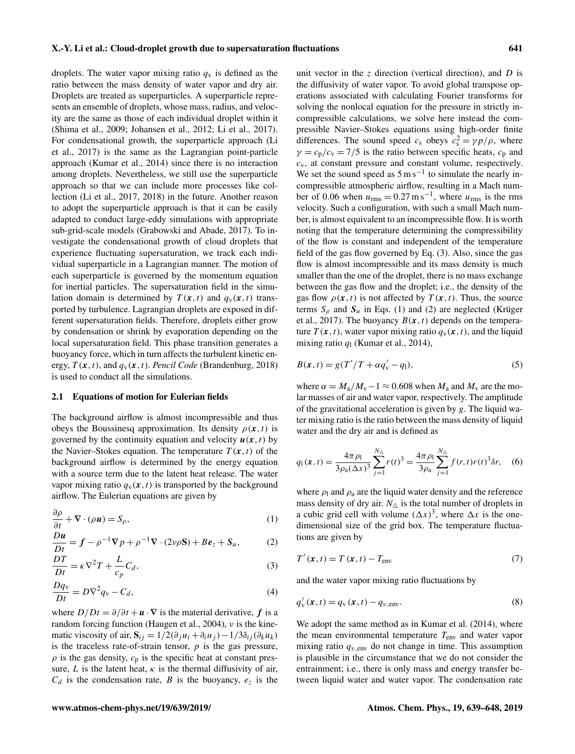droplets. The water vapor mixing ratio $q_v$ is defined as the ratio between the mass density of water vapor and dry air. Droplets are treated as superparticles. A superparticle represents an ensemble of droplets, whose mass, radius, and velocity are the same as those of each individual droplet within it (Shima et al., 2009; Johansen et al., 2012; Li et al., 2017). For condensational growth, the superparticle approach (Li et al., 2017) is the same as the Lagrangian point-particle approach (Kumar et al., 2014) since there is no interaction among droplets. Nevertheless, we still use the superparticle approach so that we can include more processes like collection (Li et al., 2017, 2018) in the future. Another reason to adopt the superparticle approach is that it can be easily adapted to conduct large-eddy simulations with appropriate sub-grid-scale models (Grabowski and Abade, 2017). To investigate the condensational growth of cloud droplets that experience fluctuating supersaturation, we track each individual superparticle in a Lagrangian manner. The motion of each superparticle is governed by the momentum equation for inertial particles. The supersaturation field in the simulation domain is determined by $T(\boldsymbol{x},t)$ and $q_v(\boldsymbol{x},t)$ transported by turbulence. Lagrangian droplets are exposed in different supersaturation fields. Therefore, droplets either grow by condensation or shrink by evaporation depending on the local supersaturation field. This phase transition generates a buoyancy force, which in turn affects the turbulent kinetic energy, $T(\boldsymbol{x},t)$, and $q_v(\boldsymbol{x},t)$. *Pencil Code* (Brandenburg, 2018) is used to conduct all the simulations.

### 2.1 Equations of motion for Eulerian fields

The background airflow is almost incompressible and thus obeys the Boussinesq approximation. Its density $\rho(\boldsymbol{x},t)$ is governed by the continuity equation and velocity $\boldsymbol{u}(\boldsymbol{x},t)$ by the Navier–Stokes equation. The temperature $T(\boldsymbol{x},t)$ of the background airflow is determined by the energy equation with a source term due to the latent heat release. The water vapor mixing ratio $q_v(\boldsymbol{x},t)$ is transported by the background airflow. The Eulerian equations are given by

$$\frac{\partial \rho}{\partial t} + \nabla \cdot (\rho \boldsymbol{u}) = S_\rho, \tag{1}$$

$$\frac{D\boldsymbol{u}}{Dt} = \boldsymbol{f} - \rho^{-1}\nabla p + \rho^{-1}\nabla \cdot (2\nu\rho\mathbf{S}) + B\boldsymbol{e}_z + \boldsymbol{S}_u, \tag{2}$$

$$\frac{DT}{Dt} = \kappa\nabla^2 T + \frac{L}{c_p}C_d, \tag{3}$$

$$\frac{Dq_v}{Dt} = D\nabla^2 q_v - C_d, \tag{4}$$

where $D/Dt = \partial/\partial t + \boldsymbol{u}\cdot\nabla$ is the material derivative, $\boldsymbol{f}$ is a random forcing function (Haugen et al., 2004), $\nu$ is the kinematic viscosity of air, $\mathbf{S}_{ij} = 1/2(\partial_j u_i + \partial_i u_j) - 1/3\delta_{ij}(\partial_k u_k)$ is the traceless rate-of-strain tensor, $p$ is the gas pressure, $\rho$ is the gas density, $c_p$ is the specific heat at constant pressure, $L$ is the latent heat, $\kappa$ is the thermal diffusivity of air, $C_d$ is the condensation rate, $B$ is the buoyancy, $\boldsymbol{e}_z$ is the unit vector in the $z$ direction (vertical direction), and $D$ is the diffusivity of water vapor. To avoid global transpose operations associated with calculating Fourier transforms for solving the nonlocal equation for the pressure in strictly incompressible calculations, we solve here instead the compressible Navier–Stokes equations using high-order finite differences. The sound speed $c_s$ obeys $c_s^2 = \gamma p/\rho$, where $\gamma = c_p/c_v = 7/5$ is the ratio between specific heats, $c_p$ and $c_v$, at constant pressure and constant volume, respectively. We set the sound speed as $5\,\mathrm{m\,s^{-1}}$ to simulate the nearly incompressible atmospheric airflow, resulting in a Mach number of 0.06 when $u_{rms} = 0.27\,\mathrm{m\,s^{-1}}$, where $u_{rms}$ is the rms velocity. Such a configuration, with such a small Mach number, is almost equivalent to an incompressible flow. It is worth noting that the temperature determining the compressibility of the flow is constant and independent of the temperature field of the gas flow governed by Eq. (3). Also, since the gas flow is almost incompressible and its mass density is much smaller than the one of the droplet, there is no mass exchange between the gas flow and the droplet; i.e., the density of the gas flow $\rho(\boldsymbol{x},t)$ is not affected by $T(\boldsymbol{x},t)$. Thus, the source terms $S_\rho$ and $\boldsymbol{S}_u$ in Eqs. (1) and (2) are neglected (Krüger et al., 2017). The buoyancy $B(\boldsymbol{x},t)$ depends on the temperature $T(\boldsymbol{x},t)$, water vapor mixing ratio $q_v(\boldsymbol{x},t)$, and the liquid mixing ratio $q_l$ (Kumar et al., 2014),

$$B(\boldsymbol{x},t) = g(T'/T + \alpha q_v' - q_l), \tag{5}$$

where $\alpha = M_a/M_v - 1 \approx 0.608$ when $M_a$ and $M_v$ are the molar masses of air and water vapor, respectively. The amplitude of the gravitational acceleration is given by $g$. The liquid water mixing ratio is the ratio between the mass density of liquid water and the dry air and is defined as

$$q_l(\boldsymbol{x},t) = \frac{4\pi\rho_l}{3\rho_a(\Delta x)^3}\sum_{j=1}^{N_\triangle} r(t)^3 = \frac{4\pi\rho_l}{3\rho_a}\sum_{j=1}^{N_\triangle} f(r,t)r(t)^3\delta r, \tag{6}$$

where $\rho_l$ and $\rho_a$ are the liquid water density and the reference mass density of dry air. $N_\triangle$ is the total number of droplets in a cubic grid cell with volume $(\Delta x)^3$, where $\Delta x$ is the one-dimensional size of the grid box. The temperature fluctuations are given by

$$T'(\boldsymbol{x},t) = T(\boldsymbol{x},t) - T_{env} \tag{7}$$

and the water vapor mixing ratio fluctuations by

$$q_v'(\boldsymbol{x},t) = q_v(\boldsymbol{x},t) - q_{v,env}. \tag{8}$$

We adopt the same method as in Kumar et al. (2014), where the mean environmental temperature $T_{env}$ and water vapor mixing ratio $q_{v,env}$ do not change in time. This assumption is plausible in the circumstance that we do not consider the entrainment; i.e., there is only mass and energy transfer between liquid water and water vapor. The condensation rate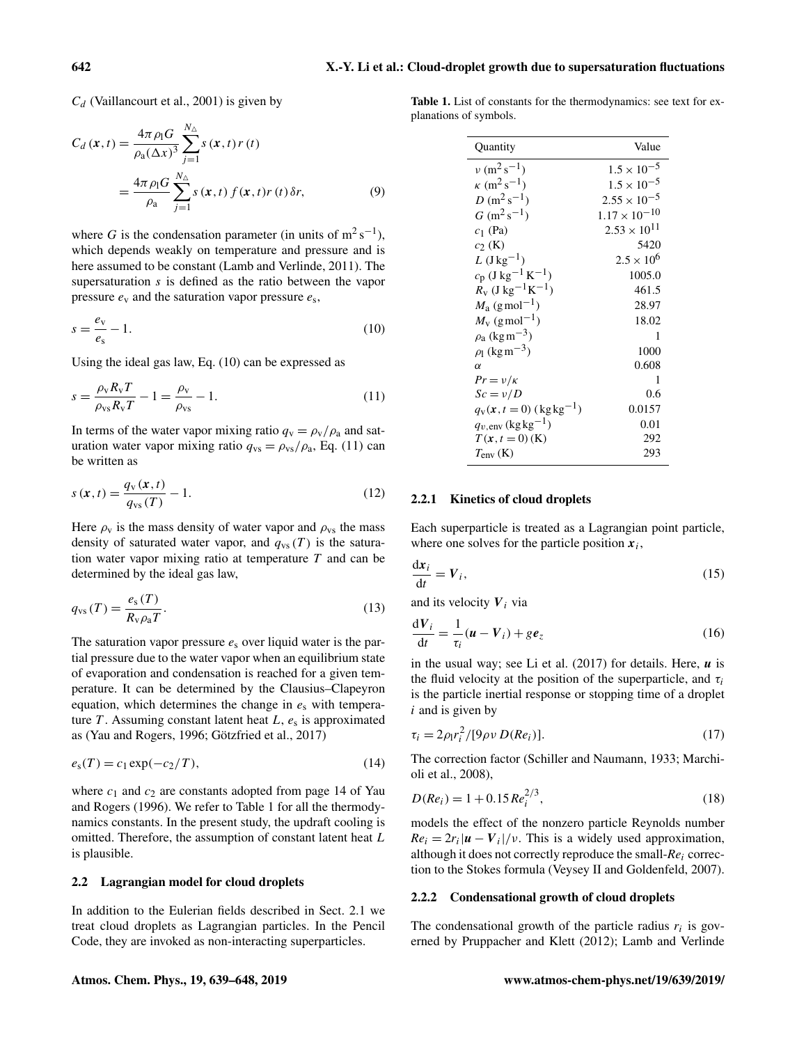$C_d$ (Vaillancourt et al., 2001) is given by

$$C_d(\boldsymbol{x},t) = \frac{4\pi\rho_l G}{\rho_a(\Delta x)^3}\sum_{j=1}^{N_\triangle} s(\boldsymbol{x},t)\,r(t)$$
$$= \frac{4\pi\rho_l G}{\rho_a}\sum_{j=1}^{N_\triangle} s(\boldsymbol{x},t)\,f(\boldsymbol{x},t) r(t)\,\delta r, \tag{9}$$

where $G$ is the condensation parameter (in units of $\mathrm{m^2\,s^{-1}}$), which depends weakly on temperature and pressure and is here assumed to be constant (Lamb and Verlinde, 2011). The supersaturation $s$ is defined as the ratio between the vapor pressure $e_v$ and the saturation vapor pressure $e_s$,

$$s = \frac{e_v}{e_s} - 1. \tag{10}$$

Using the ideal gas law, Eq. (10) can be expressed as

$$s = \frac{\rho_v R_v T}{\rho_{vs} R_v T} - 1 = \frac{\rho_v}{\rho_{vs}} - 1. \tag{11}$$

In terms of the water vapor mixing ratio $q_v = \rho_v/\rho_a$ and saturation water vapor mixing ratio $q_{vs} = \rho_{vs}/\rho_a$, Eq. (11) can be written as

$$s(\boldsymbol{x},t) = \frac{q_v(\boldsymbol{x},t)}{q_{vs}(T)} - 1. \tag{12}$$

Here $\rho_v$ is the mass density of water vapor and $\rho_{vs}$ the mass density of saturated water vapor, and $q_{vs}(T)$ is the saturation water vapor mixing ratio at temperature $T$ and can be determined by the ideal gas law,

$$q_{vs}(T) = \frac{e_s(T)}{R_v \rho_a T}. \tag{13}$$

The saturation vapor pressure $e_s$ over liquid water is the partial pressure due to the water vapor when an equilibrium state of evaporation and condensation is reached for a given temperature. It can be determined by the Clausius–Clapeyron equation, which determines the change in $e_s$ with temperature $T$. Assuming constant latent heat $L$, $e_s$ is approximated as (Yau and Rogers, 1996; Götzfried et al., 2017)

$$e_s(T) = c_1 \exp(-c_2/T), \tag{14}$$

where $c_1$ and $c_2$ are constants adopted from page 14 of Yau and Rogers (1996). We refer to Table 1 for all the thermodynamics constants. In the present study, the updraft cooling is omitted. Therefore, the assumption of constant latent heat $L$ is plausible.

### 2.2 Lagrangian model for cloud droplets

In addition to the Eulerian fields described in Sect. 2.1 we treat cloud droplets as Lagrangian particles. In the Pencil Code, they are invoked as non-interacting superparticles.

**Table 1.** List of constants for the thermodynamics: see text for explanations of symbols.

| Quantity | Value |
|---|---|
| $\nu$ ($\mathrm{m^2\,s^{-1}}$) | $1.5\times10^{-5}$ |
| $\kappa$ ($\mathrm{m^2\,s^{-1}}$) | $1.5\times10^{-5}$ |
| $D$ ($\mathrm{m^2\,s^{-1}}$) | $2.55\times10^{-5}$ |
| $G$ ($\mathrm{m^2\,s^{-1}}$) | $1.17\times10^{-10}$ |
| $c_1$ (Pa) | $2.53\times10^{11}$ |
| $c_2$ (K) | 5420 |
| $L$ ($\mathrm{J\,kg^{-1}}$) | $2.5\times10^{6}$ |
| $c_p$ ($\mathrm{J\,kg^{-1}\,K^{-1}}$) | 1005.0 |
| $R_v$ ($\mathrm{J\,kg^{-1}K^{-1}}$) | 461.5 |
| $M_a$ ($\mathrm{g\,mol^{-1}}$) | 28.97 |
| $M_v$ ($\mathrm{g\,mol^{-1}}$) | 18.02 |
| $\rho_a$ ($\mathrm{kg\,m^{-3}}$) | 1 |
| $\rho_l$ ($\mathrm{kg\,m^{-3}}$) | 1000 |
| $\alpha$ | 0.608 |
| $Pr = \nu/\kappa$ | 1 |
| $Sc = \nu/D$ | 0.6 |
| $q_v(\boldsymbol{x}, t=0)$ ($\mathrm{kg\,kg^{-1}}$) | 0.0157 |
| $q_{v,\mathrm{env}}$ ($\mathrm{kg\,kg^{-1}}$) | 0.01 |
| $T(\boldsymbol{x}, t=0)$ (K) | 292 |
| $T_{\mathrm{env}}$ (K) | 293 |

#### 2.2.1 Kinetics of cloud droplets

Each superparticle is treated as a Lagrangian point particle, where one solves for the particle position $\boldsymbol{x}_i$,

$$\frac{\mathrm{d}\boldsymbol{x}_i}{\mathrm{d}t} = \boldsymbol{V}_i, \tag{15}$$

and its velocity $\boldsymbol{V}_i$ via

$$\frac{\mathrm{d}\boldsymbol{V}_i}{\mathrm{d}t} = \frac{1}{\tau_i}(\boldsymbol{u} - \boldsymbol{V}_i) + g\boldsymbol{e}_z \tag{16}$$

in the usual way; see Li et al. (2017) for details. Here, $\boldsymbol{u}$ is the fluid velocity at the position of the superparticle, and $\tau_i$ is the particle inertial response or stopping time of a droplet $i$ and is given by

$$\tau_i = 2\rho_l r_i^2/[9\rho\nu\, D(Re_i)]. \tag{17}$$

The correction factor (Schiller and Naumann, 1933; Marchioli et al., 2008),

$$D(Re_i) = 1 + 0.15\,Re_i^{2/3}, \tag{18}$$

models the effect of the nonzero particle Reynolds number $Re_i = 2r_i|\boldsymbol{u} - \boldsymbol{V}_i|/\nu$. This is a widely used approximation, although it does not correctly reproduce the small-$Re_i$ correction to the Stokes formula (Veysey II and Goldenfeld, 2007).

#### 2.2.2 Condensational growth of cloud droplets

The condensational growth of the particle radius $r_i$ is governed by Pruppacher and Klett (2012); Lamb and Verlinde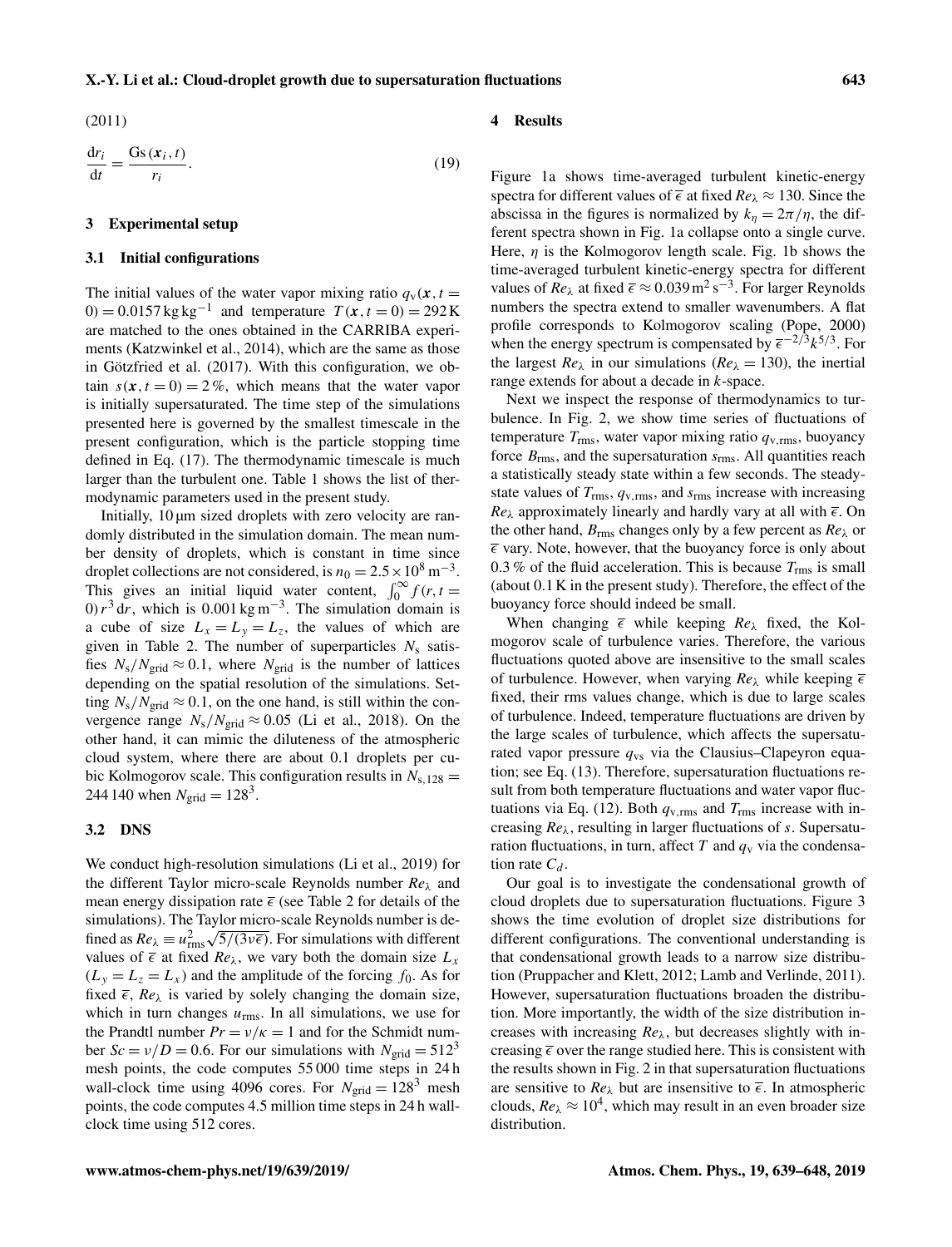(2011)

$$\frac{\mathrm{d}r_i}{\mathrm{d}t} = \frac{\mathrm{G}s(\boldsymbol{x}_i, t)}{r_i}. \tag{19}$$

## 3 Experimental setup

### 3.1 Initial configurations

The initial values of the water vapor mixing ratio $q_v(\boldsymbol{x}, t = 0) = 0.0157\,\mathrm{kg\,kg^{-1}}$ and temperature $T(\boldsymbol{x}, t = 0) = 292\,\mathrm{K}$ are matched to the ones obtained in the CARRIBA experiments (Katzwinkel et al., 2014), which are the same as those in Götzfried et al. (2017). With this configuration, we obtain $s(\boldsymbol{x}, t = 0) = 2\,\%$, which means that the water vapor is initially supersaturated. The time step of the simulations presented here is governed by the smallest timescale in the present configuration, which is the particle stopping time defined in Eq. (17). The thermodynamic timescale is much larger than the turbulent one. Table 1 shows the list of thermodynamic parameters used in the present study.

Initially, 10 µm sized droplets with zero velocity are randomly distributed in the simulation domain. The mean number density of droplets, which is constant in time since droplet collections are not considered, is $n_0 = 2.5 \times 10^8\,\mathrm{m^{-3}}$. This gives an initial liquid water content, $\int_0^\infty f(r, t = 0)\, r^3\, \mathrm{d}r$, which is $0.001\,\mathrm{kg\,m^{-3}}$. The simulation domain is a cube of size $L_x = L_y = L_z$, the values of which are given in Table 2. The number of superparticles $N_s$ satisfies $N_s/N_{grid} \approx 0.1$, where $N_{grid}$ is the number of lattices depending on the spatial resolution of the simulations. Setting $N_s/N_{grid} \approx 0.1$, on the one hand, is still within the convergence range $N_s/N_{grid} \approx 0.05$ (Li et al., 2018). On the other hand, it can mimic the diluteness of the atmospheric cloud system, where there are about 0.1 droplets per cubic Kolmogorov scale. This configuration results in $N_{s,128} = 244\,140$ when $N_{grid} = 128^3$.

### 3.2 DNS

We conduct high-resolution simulations (Li et al., 2019) for the different Taylor micro-scale Reynolds number $Re_\lambda$ and mean energy dissipation rate $\overline{\epsilon}$ (see Table 2 for details of the simulations). The Taylor micro-scale Reynolds number is defined as $Re_\lambda \equiv u_{rms}^2 \sqrt{5/(3\nu\overline{\epsilon})}$. For simulations with different values of $\overline{\epsilon}$ at fixed $Re_\lambda$, we vary both the domain size $L_x$ ($L_y = L_z = L_x$) and the amplitude of the forcing $f_0$. As for fixed $\overline{\epsilon}$, $Re_\lambda$ is varied by solely changing the domain size, which in turn changes $u_{rms}$. In all simulations, we use for the Prandtl number $Pr = \nu/\kappa = 1$ and for the Schmidt number $Sc = \nu/D = 0.6$. For our simulations with $N_{grid} = 512^3$ mesh points, the code computes 55 000 time steps in 24 h wall-clock time using 4096 cores. For $N_{grid} = 128^3$ mesh points, the code computes 4.5 million time steps in 24 h wall-clock time using 512 cores.

## 4 Results

Figure 1a shows time-averaged turbulent kinetic-energy spectra for different values of $\overline{\epsilon}$ at fixed $Re_\lambda \approx 130$. Since the abscissa in the figures is normalized by $k_\eta = 2\pi/\eta$, the different spectra shown in Fig. 1a collapse onto a single curve. Here, $\eta$ is the Kolmogorov length scale. Fig. 1b shows the time-averaged turbulent kinetic-energy spectra for different values of $Re_\lambda$ at fixed $\overline{\epsilon} \approx 0.039\,\mathrm{m^2\,s^{-3}}$. For larger Reynolds numbers the spectra extend to smaller wavenumbers. A flat profile corresponds to Kolmogorov scaling (Pope, 2000) when the energy spectrum is compensated by $\overline{\epsilon}^{-2/3} k^{5/3}$. For the largest $Re_\lambda$ in our simulations ($Re_\lambda = 130$), the inertial range extends for about a decade in $k$-space.

Next we inspect the response of thermodynamics to turbulence. In Fig. 2, we show time series of fluctuations of temperature $T_{rms}$, water vapor mixing ratio $q_{v,rms}$, buoyancy force $B_{rms}$, and the supersaturation $s_{rms}$. All quantities reach a statistically steady state within a few seconds. The steady-state values of $T_{rms}$, $q_{v,rms}$, and $s_{rms}$ increase with increasing $Re_\lambda$ approximately linearly and hardly vary at all with $\overline{\epsilon}$. On the other hand, $B_{rms}$ changes only by a few percent as $Re_\lambda$ or $\overline{\epsilon}$ vary. Note, however, that the buoyancy force is only about 0.3 % of the fluid acceleration. This is because $T_{rms}$ is small (about 0.1 K in the present study). Therefore, the effect of the buoyancy force should indeed be small.

When changing $\overline{\epsilon}$ while keeping $Re_\lambda$ fixed, the Kolmogorov scale of turbulence varies. Therefore, the various fluctuations quoted above are insensitive to the small scales of turbulence. However, when varying $Re_\lambda$ while keeping $\overline{\epsilon}$ fixed, their rms values change, which is due to large scales of turbulence. Indeed, temperature fluctuations are driven by the large scales of turbulence, which affects the supersaturated vapor pressure $q_{vs}$ via the Clausius–Clapeyron equation; see Eq. (13). Therefore, supersaturation fluctuations result from both temperature fluctuations and water vapor fluctuations via Eq. (12). Both $q_{v,rms}$ and $T_{rms}$ increase with increasing $Re_\lambda$, resulting in larger fluctuations of $s$. Supersaturation fluctuations, in turn, affect $T$ and $q_v$ via the condensation rate $C_d$.

Our goal is to investigate the condensational growth of cloud droplets due to supersaturation fluctuations. Figure 3 shows the time evolution of droplet size distributions for different configurations. The conventional understanding is that condensational growth leads to a narrow size distribution (Pruppacher and Klett, 2012; Lamb and Verlinde, 2011). However, supersaturation fluctuations broaden the distribution. More importantly, the width of the size distribution increases with increasing $Re_\lambda$, but decreases slightly with increasing $\overline{\epsilon}$ over the range studied here. This is consistent with the results shown in Fig. 2 in that supersaturation fluctuations are sensitive to $Re_\lambda$ but are insensitive to $\overline{\epsilon}$. In atmospheric clouds, $Re_\lambda \approx 10^4$, which may result in an even broader size distribution.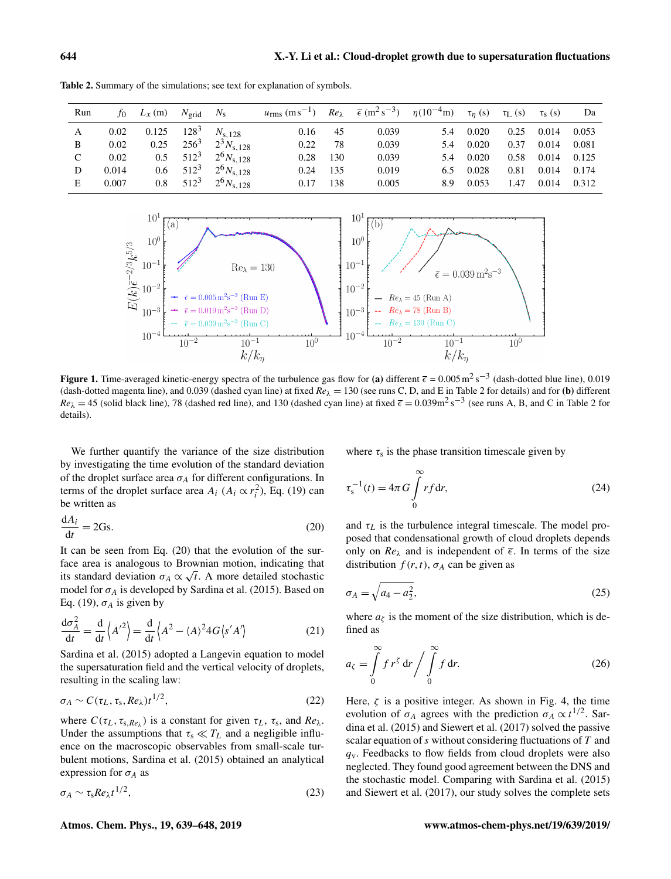**Table 2.** Summary of the simulations; see text for explanation of symbols.

| Run | $f_0$ | $L_x$ (m) | $N_{grid}$ | $N_s$ | $u_{rms}$ (m s$^{-1}$) | $Re_\lambda$ | $\overline{\epsilon}$ (m$^2$ s$^{-3}$) | $\eta (10^{-4}$m) | $\tau_\eta$ (s) | $\tau_L$ (s) | $\tau_s$ (s) | Da |
|---|---|---|---|---|---|---|---|---|---|---|---|---|
| A | 0.02 | 0.125 | $128^3$ | $N_{s,128}$ | 0.16 | 45 | 0.039 | 5.4 | 0.020 | 0.25 | 0.014 | 0.053 |
| B | 0.02 | 0.25 | $256^3$ | $2^3 N_{s,128}$ | 0.22 | 78 | 0.039 | 5.4 | 0.020 | 0.37 | 0.014 | 0.081 |
| C | 0.02 | 0.5 | $512^3$ | $2^6 N_{s,128}$ | 0.28 | 130 | 0.039 | 5.4 | 0.020 | 0.58 | 0.014 | 0.125 |
| D | 0.014 | 0.6 | $512^3$ | $2^6 N_{s,128}$ | 0.24 | 135 | 0.019 | 6.5 | 0.028 | 0.81 | 0.014 | 0.174 |
| E | 0.007 | 0.8 | $512^3$ | $2^6 N_{s,128}$ | 0.17 | 138 | 0.005 | 8.9 | 0.053 | 1.47 | 0.014 | 0.312 |

**Figure 1.** Time-averaged kinetic-energy spectra of the turbulence gas flow for **(a)** different $\overline{\epsilon} = 0.005\,\mathrm{m^2\,s^{-3}}$ (dash-dotted blue line), 0.019 (dash-dotted magenta line), and 0.039 (dashed cyan line) at fixed $Re_\lambda = 130$ (see runs C, D, and E in Table 2 for details) and for **(b)** different $Re_\lambda = 45$ (solid black line), 78 (dashed red line), and 130 (dashed cyan line) at fixed $\overline{\epsilon} = 0.039\mathrm{m^2\,s^{-3}}$ (see runs A, B, and C in Table 2 for details).

We further quantify the variance of the size distribution by investigating the time evolution of the standard deviation of the droplet surface area $\sigma_A$ for different configurations. In terms of the droplet surface area $A_i$ ($A_i \propto r_i^2$), Eq. (19) can be written as

$$\frac{\mathrm{d}A_i}{\mathrm{d}t} = 2\mathrm{Gs}. \tag{20}$$

It can be seen from Eq. (20) that the evolution of the surface area is analogous to Brownian motion, indicating that its standard deviation $\sigma_A \propto \sqrt{t}$. A more detailed stochastic model for $\sigma_A$ is developed by Sardina et al. (2015). Based on Eq. (19), $\sigma_A$ is given by

$$\frac{\mathrm{d}\sigma_A^2}{\mathrm{d}t} = \frac{\mathrm{d}}{\mathrm{d}t}\left\langle A'^2\right\rangle = \frac{\mathrm{d}}{\mathrm{d}t}\left\langle A^2 - \langle A\rangle^2 4G\langle s'A'\rangle\right. \tag{21}$$

Sardina et al. (2015) adopted a Langevin equation to model the supersaturation field and the vertical velocity of droplets, resulting in the scaling law:

$$\sigma_A \sim C(\tau_L, \tau_s, Re_\lambda)t^{1/2}, \tag{22}$$

where $C(\tau_L, \tau_{s,Re_\lambda})$ is a constant for given $\tau_L$, $\tau_s$, and $Re_\lambda$. Under the assumptions that $\tau_s \ll T_L$ and a negligible influence on the macroscopic observables from small-scale turbulent motions, Sardina et al. (2015) obtained an analytical expression for $\sigma_A$ as

$$\sigma_A \sim \tau_s Re_\lambda t^{1/2}, \tag{23}$$

where $\tau_s$ is the phase transition timescale given by

$$\tau_s^{-1}(t) = 4\pi G \int_0^\infty r f \,\mathrm{d}r, \tag{24}$$

and $\tau_L$ is the turbulence integral timescale. The model proposed that condensational growth of cloud droplets depends only on $Re_\lambda$ and is independent of $\overline{\epsilon}$. In terms of the size distribution $f(r,t)$, $\sigma_A$ can be given as

$$\sigma_A = \sqrt{a_4 - a_2^2}, \tag{25}$$

where $a_\zeta$ is the moment of the size distribution, which is defined as

$$a_\zeta = \int_0^\infty f r^\zeta \,\mathrm{d}r \bigg/ \int_0^\infty f \,\mathrm{d}r. \tag{26}$$

Here, $\zeta$ is a positive integer. As shown in Fig. 4, the time evolution of $\sigma_A$ agrees with the prediction $\sigma_A \propto t^{1/2}$. Sardina et al. (2015) and Siewert et al. (2017) solved the passive scalar equation of $s$ without considering fluctuations of $T$ and $q_v$. Feedbacks to flow fields from cloud droplets were also neglected. They found good agreement between the DNS and the stochastic model. Comparing with Sardina et al. (2015) and Siewert et al. (2017), our study solves the complete sets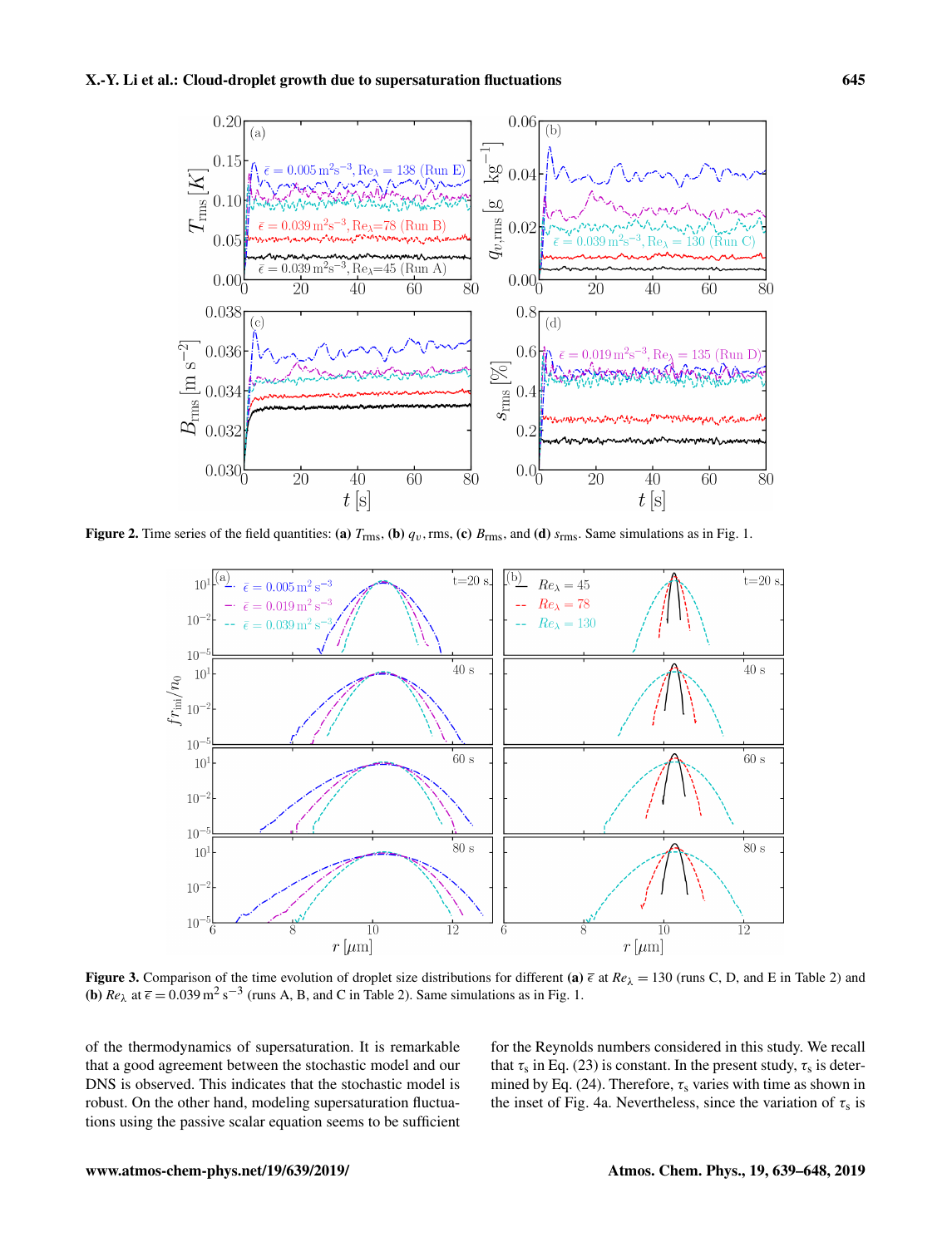**Figure 2.** Time series of the field quantities: **(a)** $T_{\rm rms}$, **(b)** $q_v$, rms, **(c)** $B_{\rm rms}$, and **(d)** $s_{\rm rms}$. Same simulations as in Fig. 1.

**Figure 3.** Comparison of the time evolution of droplet size distributions for different **(a)** $\bar{\epsilon}$ at $Re_\lambda = 130$ (runs C, D, and E in Table 2) and **(b)** $Re_\lambda$ at $\bar{\epsilon} = 0.039\,\mathrm{m^2\,s^{-3}}$ (runs A, B, and C in Table 2). Same simulations as in Fig. 1.

of the thermodynamics of supersaturation. It is remarkable that a good agreement between the stochastic model and our DNS is observed. This indicates that the stochastic model is robust. On the other hand, modeling supersaturation fluctuations using the passive scalar equation seems to be sufficient for the Reynolds numbers considered in this study. We recall that $\tau_{\rm s}$ in Eq. (23) is constant. In the present study, $\tau_{\rm s}$ is determined by Eq. (24). Therefore, $\tau_{\rm s}$ varies with time as shown in the inset of Fig. 4a. Nevertheless, since the variation of $\tau_{\rm s}$ is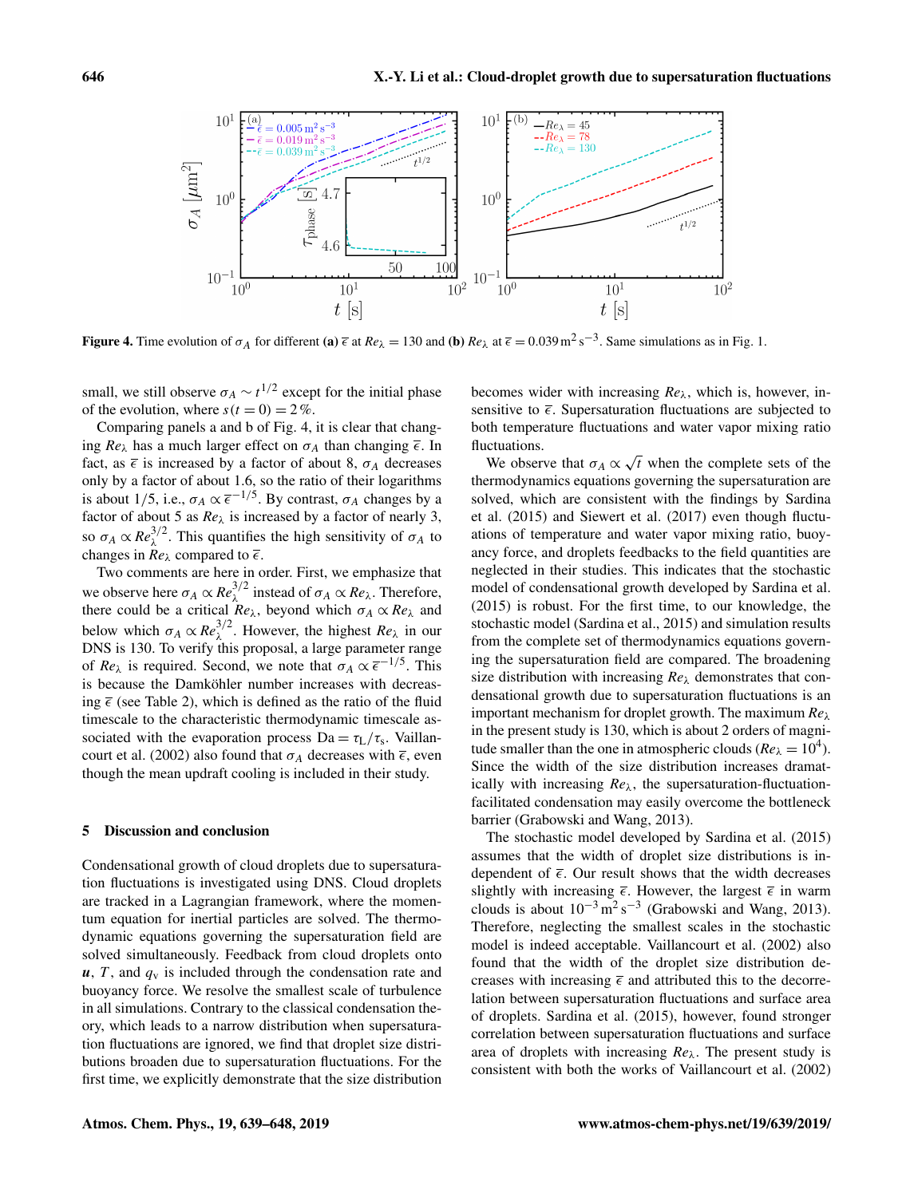**Figure 4.** Time evolution of $\sigma_A$ for different **(a)** $\bar{\epsilon}$ at $Re_\lambda = 130$ and **(b)** $Re_\lambda$ at $\bar{\epsilon} = 0.039\,\mathrm{m^2\,s^{-3}}$. Same simulations as in Fig. 1.

small, we still observe $\sigma_A \sim t^{1/2}$ except for the initial phase of the evolution, where $s(t=0) = 2\,\%$.

Comparing panels a and b of Fig. 4, it is clear that changing $Re_\lambda$ has a much larger effect on $\sigma_A$ than changing $\bar{\epsilon}$. In fact, as $\bar{\epsilon}$ is increased by a factor of about 8, $\sigma_A$ decreases only by a factor of about 1.6, so the ratio of their logarithms is about 1/5, i.e., $\sigma_A \propto \bar{\epsilon}^{-1/5}$. By contrast, $\sigma_A$ changes by a factor of about 5 as $Re_\lambda$ is increased by a factor of nearly 3, so $\sigma_A \propto Re_\lambda^{3/2}$. This quantifies the high sensitivity of $\sigma_A$ to changes in $Re_\lambda$ compared to $\bar{\epsilon}$.

Two comments are here in order. First, we emphasize that we observe here $\sigma_A \propto Re_\lambda^{3/2}$ instead of $\sigma_A \propto Re_\lambda$. Therefore, there could be a critical $Re_\lambda$, beyond which $\sigma_A \propto Re_\lambda$ and below which $\sigma_A \propto Re_\lambda^{3/2}$. However, the highest $Re_\lambda$ in our DNS is 130. To verify this proposal, a large parameter range of $Re_\lambda$ is required. Second, we note that $\sigma_A \propto \bar{\epsilon}^{-1/5}$. This is because the Damköhler number increases with decreasing $\bar{\epsilon}$ (see Table 2), which is defined as the ratio of the fluid timescale to the characteristic thermodynamic timescale associated with the evaporation process $\mathrm{Da} = \tau_\mathrm{L}/\tau_\mathrm{s}$. Vaillancourt et al. (2002) also found that $\sigma_A$ decreases with $\bar{\epsilon}$, even though the mean updraft cooling is included in their study.

## 5 Discussion and conclusion

Condensational growth of cloud droplets due to supersaturation fluctuations is investigated using DNS. Cloud droplets are tracked in a Lagrangian framework, where the momentum equation for inertial particles are solved. The thermodynamic equations governing the supersaturation field are solved simultaneously. Feedback from cloud droplets onto $\boldsymbol{u}$, $T$, and $q_\mathrm{v}$ is included through the condensation rate and buoyancy force. We resolve the smallest scale of turbulence in all simulations. Contrary to the classical condensation theory, which leads to a narrow distribution when supersaturation fluctuations are ignored, we find that droplet size distributions broaden due to supersaturation fluctuations. For the first time, we explicitly demonstrate that the size distribution becomes wider with increasing $Re_\lambda$, which is, however, insensitive to $\bar{\epsilon}$. Supersaturation fluctuations are subjected to both temperature fluctuations and water vapor mixing ratio fluctuations.

We observe that $\sigma_A \propto \sqrt{t}$ when the complete sets of the thermodynamics equations governing the supersaturation are solved, which are consistent with the findings by Sardina et al. (2015) and Siewert et al. (2017) even though fluctuations of temperature and water vapor mixing ratio, buoyancy force, and droplets feedbacks to the field quantities are neglected in their studies. This indicates that the stochastic model of condensational growth developed by Sardina et al. (2015) is robust. For the first time, to our knowledge, the stochastic model (Sardina et al., 2015) and simulation results from the complete set of thermodynamics equations governing the supersaturation field are compared. The broadening size distribution with increasing $Re_\lambda$ demonstrates that condensational growth due to supersaturation fluctuations is an important mechanism for droplet growth. The maximum $Re_\lambda$ in the present study is 130, which is about 2 orders of magnitude smaller than the one in atmospheric clouds ($Re_\lambda = 10^4$). Since the width of the size distribution increases dramatically with increasing $Re_\lambda$, the supersaturation-fluctuation-facilitated condensation may easily overcome the bottleneck barrier (Grabowski and Wang, 2013).

The stochastic model developed by Sardina et al. (2015) assumes that the width of droplet size distributions is independent of $\bar{\epsilon}$. Our result shows that the width decreases slightly with increasing $\bar{\epsilon}$. However, the largest $\bar{\epsilon}$ in warm clouds is about $10^{-3}\,\mathrm{m^2\,s^{-3}}$ (Grabowski and Wang, 2013). Therefore, neglecting the smallest scales in the stochastic model is indeed acceptable. Vaillancourt et al. (2002) also found that the width of the droplet size distribution decreases with increasing $\bar{\epsilon}$ and attributed this to the decorrelation between supersaturation fluctuations and surface area of droplets. Sardina et al. (2015), however, found stronger correlation between supersaturation fluctuations and surface area of droplets with increasing $Re_\lambda$. The present study is consistent with both the works of Vaillancourt et al. (2002)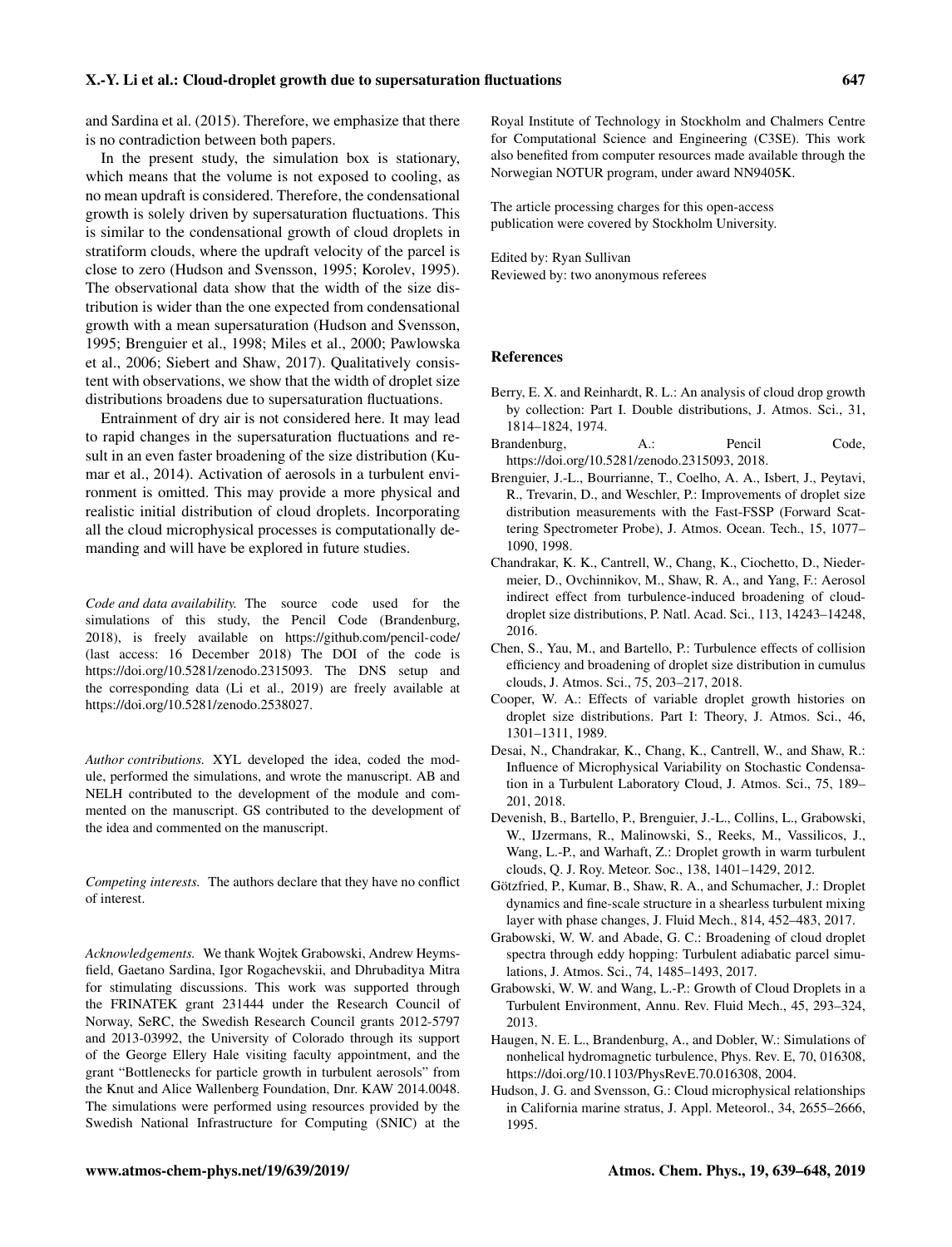and Sardina et al. (2015). Therefore, we emphasize that there is no contradiction between both papers.

In the present study, the simulation box is stationary, which means that the volume is not exposed to cooling, as no mean updraft is considered. Therefore, the condensational growth is solely driven by supersaturation fluctuations. This is similar to the condensational growth of cloud droplets in stratiform clouds, where the updraft velocity of the parcel is close to zero (Hudson and Svensson, 1995; Korolev, 1995). The observational data show that the width of the size distribution is wider than the one expected from condensational growth with a mean supersaturation (Hudson and Svensson, 1995; Brenguier et al., 1998; Miles et al., 2000; Pawlowska et al., 2006; Siebert and Shaw, 2017). Qualitatively consistent with observations, we show that the width of droplet size distributions broadens due to supersaturation fluctuations.

Entrainment of dry air is not considered here. It may lead to rapid changes in the supersaturation fluctuations and result in an even faster broadening of the size distribution (Kumar et al., 2014). Activation of aerosols in a turbulent environment is omitted. This may provide a more physical and realistic initial distribution of cloud droplets. Incorporating all the cloud microphysical processes is computationally demanding and will have be explored in future studies.

*Code and data availability.* The source code used for the simulations of this study, the Pencil Code (Brandenburg, 2018), is freely available on https://github.com/pencil-code/ (last access: 16 December 2018) The DOI of the code is https://doi.org/10.5281/zenodo.2315093. The DNS setup and the corresponding data (Li et al., 2019) are freely available at https://doi.org/10.5281/zenodo.2538027.

*Author contributions.* XYL developed the idea, coded the module, performed the simulations, and wrote the manuscript. AB and NELH contributed to the development of the module and commented on the manuscript. GS contributed to the development of the idea and commented on the manuscript.

*Competing interests.* The authors declare that they have no conflict of interest.

*Acknowledgements.* We thank Wojtek Grabowski, Andrew Heymsfield, Gaetano Sardina, Igor Rogachevskii, and Dhrubaditya Mitra for stimulating discussions. This work was supported through the FRINATEK grant 231444 under the Research Council of Norway, SeRC, the Swedish Research Council grants 2012-5797 and 2013-03992, the University of Colorado through its support of the George Ellery Hale visiting faculty appointment, and the grant "Bottlenecks for particle growth in turbulent aerosols" from the Knut and Alice Wallenberg Foundation, Dnr. KAW 2014.0048. The simulations were performed using resources provided by the Swedish National Infrastructure for Computing (SNIC) at the Royal Institute of Technology in Stockholm and Chalmers Centre for Computational Science and Engineering (C3SE). This work also benefited from computer resources made available through the Norwegian NOTUR program, under award NN9405K.

The article processing charges for this open-access publication were covered by Stockholm University.

Edited by: Ryan Sullivan
Reviewed by: two anonymous referees

## References

Berry, E. X. and Reinhardt, R. L.: An analysis of cloud drop growth by collection: Part I. Double distributions, J. Atmos. Sci., 31, 1814–1824, 1974.

Brandenburg, A.: Pencil Code, https://doi.org/10.5281/zenodo.2315093, 2018.

Brenguier, J.-L., Bourrianne, T., Coelho, A. A., Isbert, J., Peytavi, R., Trevarin, D., and Weschler, P.: Improvements of droplet size distribution measurements with the Fast-FSSP (Forward Scattering Spectrometer Probe), J. Atmos. Ocean. Tech., 15, 1077–1090, 1998.

Chandrakar, K. K., Cantrell, W., Chang, K., Ciochetto, D., Niedermeier, D., Ovchinnikov, M., Shaw, R. A., and Yang, F.: Aerosol indirect effect from turbulence-induced broadening of cloud-droplet size distributions, P. Natl. Acad. Sci., 113, 14243–14248, 2016.

Chen, S., Yau, M., and Bartello, P.: Turbulence effects of collision efficiency and broadening of droplet size distribution in cumulus clouds, J. Atmos. Sci., 75, 203–217, 2018.

Cooper, W. A.: Effects of variable droplet growth histories on droplet size distributions. Part I: Theory, J. Atmos. Sci., 46, 1301–1311, 1989.

Desai, N., Chandrakar, K., Chang, K., Cantrell, W., and Shaw, R.: Influence of Microphysical Variability on Stochastic Condensation in a Turbulent Laboratory Cloud, J. Atmos. Sci., 75, 189–201, 2018.

Devenish, B., Bartello, P., Brenguier, J.-L., Collins, L., Grabowski, W., IJzermans, R., Malinowski, S., Reeks, M., Vassilicos, J., Wang, L.-P., and Warhaft, Z.: Droplet growth in warm turbulent clouds, Q. J. Roy. Meteor. Soc., 138, 1401–1429, 2012.

Götzfried, P., Kumar, B., Shaw, R. A., and Schumacher, J.: Droplet dynamics and fine-scale structure in a shearless turbulent mixing layer with phase changes, J. Fluid Mech., 814, 452–483, 2017.

Grabowski, W. W. and Abade, G. C.: Broadening of cloud droplet spectra through eddy hopping: Turbulent adiabatic parcel simulations, J. Atmos. Sci., 74, 1485–1493, 2017.

Grabowski, W. W. and Wang, L.-P.: Growth of Cloud Droplets in a Turbulent Environment, Annu. Rev. Fluid Mech., 45, 293–324, 2013.

Haugen, N. E. L., Brandenburg, A., and Dobler, W.: Simulations of nonhelical hydromagnetic turbulence, Phys. Rev. E, 70, 016308, https://doi.org/10.1103/PhysRevE.70.016308, 2004.

Hudson, J. G. and Svensson, G.: Cloud microphysical relationships in California marine stratus, J. Appl. Meteorol., 34, 2655–2666, 1995.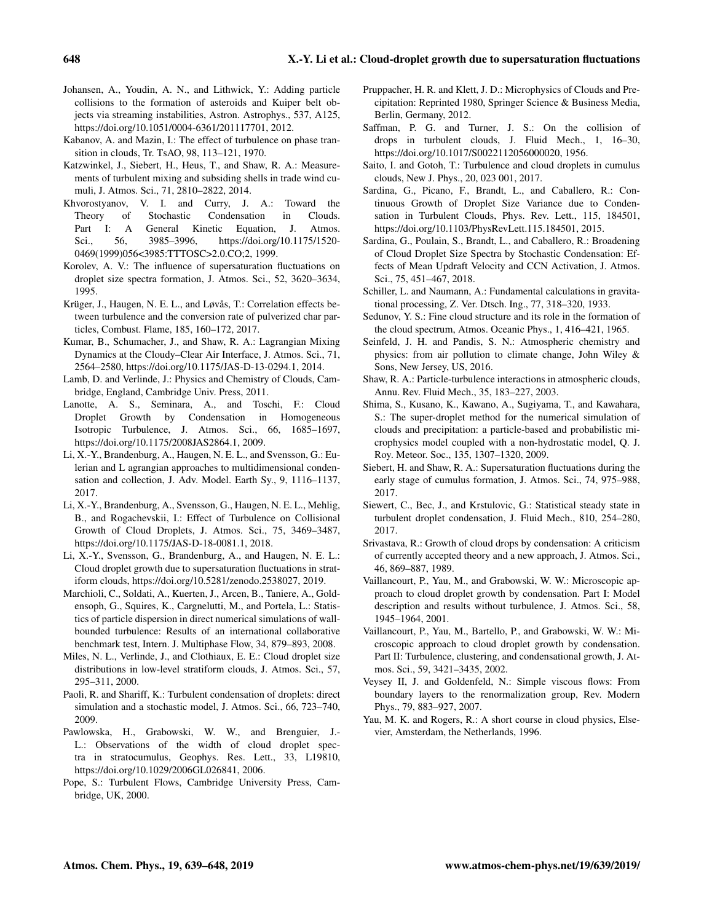Johansen, A., Youdin, A. N., and Lithwick, Y.: Adding particle collisions to the formation of asteroids and Kuiper belt objects via streaming instabilities, Astron. Astrophys., 537, A125, https://doi.org/10.1051/0004-6361/201117701, 2012.

Kabanov, A. and Mazin, I.: The effect of turbulence on phase transition in clouds, Tr. TsAO, 98, 113–121, 1970.

Katzwinkel, J., Siebert, H., Heus, T., and Shaw, R. A.: Measurements of turbulent mixing and subsiding shells in trade wind cumuli, J. Atmos. Sci., 71, 2810–2822, 2014.

Khvorostyanov, V. I. and Curry, J. A.: Toward the Theory of Stochastic Condensation in Clouds. Part I: A General Kinetic Equation, J. Atmos. Sci., 56, 3985–3996, https://doi.org/10.1175/1520-0469(1999)056<3985:TTTOSC>2.0.CO;2, 1999.

Korolev, A. V.: The influence of supersaturation fluctuations on droplet size spectra formation, J. Atmos. Sci., 52, 3620–3634, 1995.

Krüger, J., Haugen, N. E. L., and Løvås, T.: Correlation effects between turbulence and the conversion rate of pulverized char particles, Combust. Flame, 185, 160–172, 2017.

Kumar, B., Schumacher, J., and Shaw, R. A.: Lagrangian Mixing Dynamics at the Cloudy–Clear Air Interface, J. Atmos. Sci., 71, 2564–2580, https://doi.org/10.1175/JAS-D-13-0294.1, 2014.

Lamb, D. and Verlinde, J.: Physics and Chemistry of Clouds, Cambridge, England, Cambridge Univ. Press, 2011.

Lanotte, A. S., Seminara, A., and Toschi, F.: Cloud Droplet Growth by Condensation in Homogeneous Isotropic Turbulence, J. Atmos. Sci., 66, 1685–1697, https://doi.org/10.1175/2008JAS2864.1, 2009.

Li, X.-Y., Brandenburg, A., Haugen, N. E. L., and Svensson, G.: Eulerian and L agrangian approaches to multidimensional condensation and collection, J. Adv. Model. Earth Sy., 9, 1116–1137, 2017.

Li, X.-Y., Brandenburg, A., Svensson, G., Haugen, N. E. L., Mehlig, B., and Rogachevskii, I.: Effect of Turbulence on Collisional Growth of Cloud Droplets, J. Atmos. Sci., 75, 3469–3487, https://doi.org/10.1175/JAS-D-18-0081.1, 2018.

Li, X.-Y., Svensson, G., Brandenburg, A., and Haugen, N. E. L.: Cloud droplet growth due to supersaturation fluctuations in stratiform clouds, https://doi.org/10.5281/zenodo.2538027, 2019.

Marchioli, C., Soldati, A., Kuerten, J., Arcen, B., Taniere, A., Goldensoph, G., Squires, K., Cargnelutti, M., and Portela, L.: Statistics of particle dispersion in direct numerical simulations of wall-bounded turbulence: Results of an international collaborative benchmark test, Intern. J. Multiphase Flow, 34, 879–893, 2008.

Miles, N. L., Verlinde, J., and Clothiaux, E. E.: Cloud droplet size distributions in low-level stratiform clouds, J. Atmos. Sci., 57, 295–311, 2000.

Paoli, R. and Shariff, K.: Turbulent condensation of droplets: direct simulation and a stochastic model, J. Atmos. Sci., 66, 723–740, 2009.

Pawlowska, H., Grabowski, W. W., and Brenguier, J.-L.: Observations of the width of cloud droplet spectra in stratocumulus, Geophys. Res. Lett., 33, L19810, https://doi.org/10.1029/2006GL026841, 2006.

Pope, S.: Turbulent Flows, Cambridge University Press, Cambridge, UK, 2000.

Pruppacher, H. R. and Klett, J. D.: Microphysics of Clouds and Precipitation: Reprinted 1980, Springer Science & Business Media, Berlin, Germany, 2012.

Saffman, P. G. and Turner, J. S.: On the collision of drops in turbulent clouds, J. Fluid Mech., 1, 16–30, https://doi.org/10.1017/S0022112056000020, 1956.

Saito, I. and Gotoh, T.: Turbulence and cloud droplets in cumulus clouds, New J. Phys., 20, 023 001, 2017.

Sardina, G., Picano, F., Brandt, L., and Caballero, R.: Continuous Growth of Droplet Size Variance due to Condensation in Turbulent Clouds, Phys. Rev. Lett., 115, 184501, https://doi.org/10.1103/PhysRevLett.115.184501, 2015.

Sardina, G., Poulain, S., Brandt, L., and Caballero, R.: Broadening of Cloud Droplet Size Spectra by Stochastic Condensation: Effects of Mean Updraft Velocity and CCN Activation, J. Atmos. Sci., 75, 451–467, 2018.

Schiller, L. and Naumann, A.: Fundamental calculations in gravitational processing, Z. Ver. Dtsch. Ing., 77, 318–320, 1933.

Sedunov, Y. S.: Fine cloud structure and its role in the formation of the cloud spectrum, Atmos. Oceanic Phys., 1, 416–421, 1965.

Seinfeld, J. H. and Pandis, S. N.: Atmospheric chemistry and physics: from air pollution to climate change, John Wiley & Sons, New Jersey, US, 2016.

Shaw, R. A.: Particle-turbulence interactions in atmospheric clouds, Annu. Rev. Fluid Mech., 35, 183–227, 2003.

Shima, S., Kusano, K., Kawano, A., Sugiyama, T., and Kawahara, S.: The super-droplet method for the numerical simulation of clouds and precipitation: a particle-based and probabilistic microphysics model coupled with a non-hydrostatic model, Q. J. Roy. Meteor. Soc., 135, 1307–1320, 2009.

Siebert, H. and Shaw, R. A.: Supersaturation fluctuations during the early stage of cumulus formation, J. Atmos. Sci., 74, 975–988, 2017.

Siewert, C., Bec, J., and Krstulovic, G.: Statistical steady state in turbulent droplet condensation, J. Fluid Mech., 810, 254–280, 2017.

Srivastava, R.: Growth of cloud drops by condensation: A criticism of currently accepted theory and a new approach, J. Atmos. Sci., 46, 869–887, 1989.

Vaillancourt, P., Yau, M., and Grabowski, W. W.: Microscopic approach to cloud droplet growth by condensation. Part I: Model description and results without turbulence, J. Atmos. Sci., 58, 1945–1964, 2001.

Vaillancourt, P., Yau, M., Bartello, P., and Grabowski, W. W.: Microscopic approach to cloud droplet growth by condensation. Part II: Turbulence, clustering, and condensational growth, J. Atmos. Sci., 59, 3421–3435, 2002.

Veysey II, J. and Goldenfeld, N.: Simple viscous flows: From boundary layers to the renormalization group, Rev. Modern Phys., 79, 883–927, 2007.

Yau, M. K. and Rogers, R.: A short course in cloud physics, Elsevier, Amsterdam, the Netherlands, 1996.